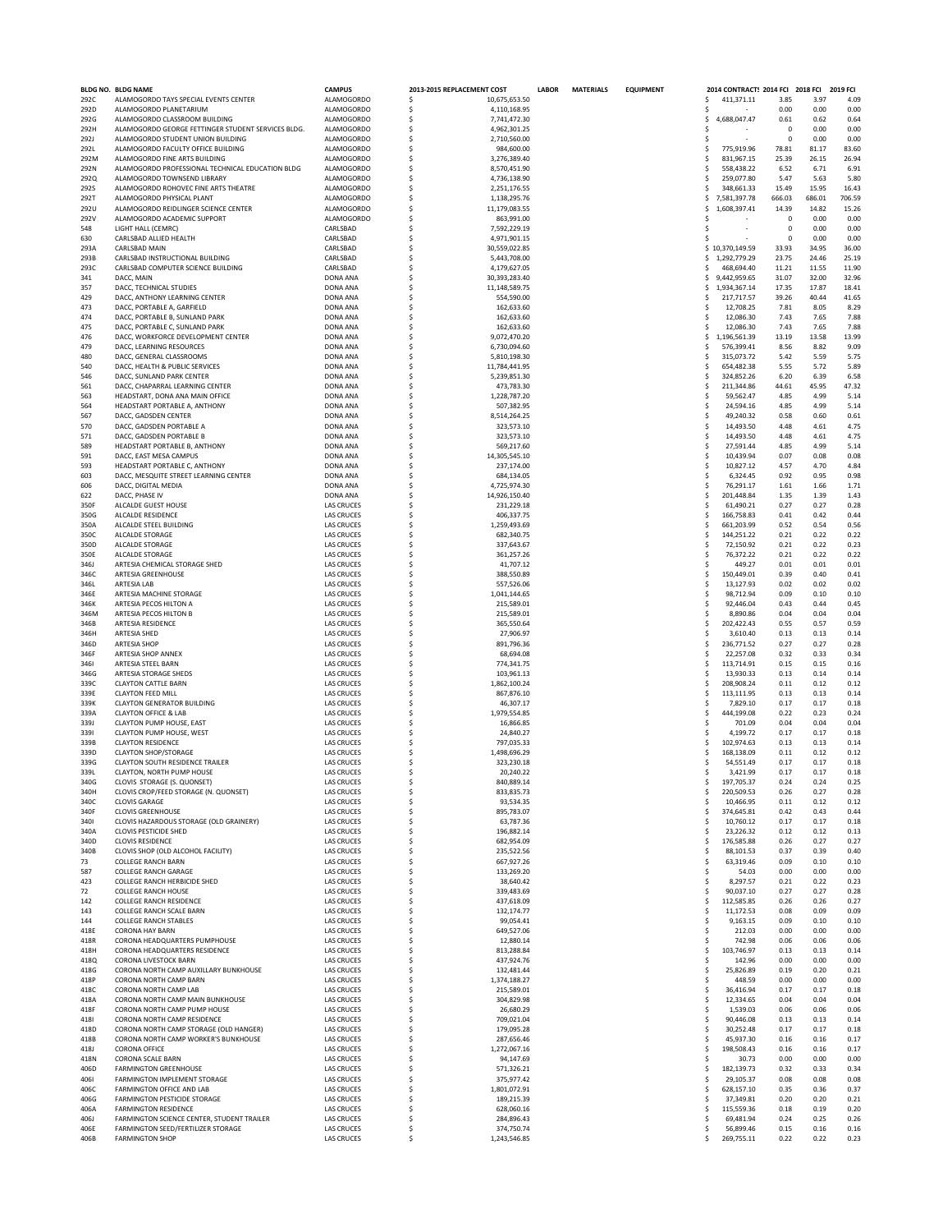| BLDG NO. | BLDG NAME | CAMPUS | 2013-2015 REPLACEMENT COST | LABOR | MATERIALS | EQUIPMENT | 2014 CONTRACT! | 2014 FCI | 2018 FCI | 2019 FCI |
|---|---|---|---|---|---|---|---|---|---|---|
| 292C | ALAMOGORDO TAYS SPECIAL EVENTS CENTER | ALAMOGORDO | $ 10,675,653.50 | | | | $ 411,371.11 | 3.85 | 3.97 | 4.09 |
| 292D | ALAMOGORDO PLANETARIUM | ALAMOGORDO | $ 4,110,168.95 | | | | $ - | 0.00 | 0.00 | 0.00 |
| 292G | ALAMOGORDO CLASSROOM BUILDING | ALAMOGORDO | $ 7,741,472.30 | | | | $ 4,688,047.47 | 0.61 | 0.62 | 0.64 |
| 292H | ALAMOGORDO GEORGE FETTINGER STUDENT SERVICES BLDG. | ALAMOGORDO | $ 4,962,301.25 | | | | $ - | 0 | 0.00 | 0.00 |
| 292J | ALAMOGORDO STUDENT UNION BUILDING | ALAMOGORDO | $ 2,710,560.00 | | | | $ - | 0 | 0.00 | 0.00 |
| 292L | ALAMOGORDO FACULTY OFFICE BUILDING | ALAMOGORDO | $ 984,600.00 | | | | $ 775,919.96 | 78.81 | 81.17 | 83.60 |
| 292M | ALAMOGORDO FINE ARTS BUILDING | ALAMOGORDO | $ 3,276,389.40 | | | | $ 831,967.15 | 25.39 | 26.15 | 26.94 |
| 292N | ALAMOGORDO PROFESSIONAL TECHNICAL EDUCATION BLDG | ALAMOGORDO | $ 8,570,451.90 | | | | $ 558,438.22 | 6.52 | 6.71 | 6.91 |
| 292Q | ALAMOGORDO TOWNSEND LIBRARY | ALAMOGORDO | $ 4,736,138.90 | | | | $ 259,077.80 | 5.47 | 5.63 | 5.80 |
| 292S | ALAMOGORDO ROHOVEC FINE ARTS THEATRE | ALAMOGORDO | $ 2,251,176.55 | | | | $ 348,661.33 | 15.49 | 15.95 | 16.43 |
| 292T | ALAMOGORDO PHYSICAL PLANT | ALAMOGORDO | $ 1,138,295.76 | | | | $ 7,581,397.78 | 666.03 | 686.01 | 706.59 |
| 292U | ALAMOGORDO REIDLINGER SCIENCE CENTER | ALAMOGORDO | $ 11,179,083.55 | | | | $ 1,608,397.41 | 14.39 | 14.82 | 15.26 |
| 292V | ALAMOGORDO ACADEMIC SUPPORT | ALAMOGORDO | $ 863,991.00 | | | | $ - | 0 | 0.00 | 0.00 |
| 548 | LIGHT HALL (CEMRC) | CARLSBAD | $ 7,592,229.19 | | | | $ - | 0 | 0.00 | 0.00 |
| 630 | CARLSBAD ALLIED HEALTH | CARLSBAD | $ 4,971,901.15 | | | | $ - | 0 | 0.00 | 0.00 |
| 293A | CARLSBAD MAIN | CARLSBAD | $ 30,559,022.85 | | | | $ 10,370,149.59 | 33.93 | 34.95 | 36.00 |
| 293B | CARLSBAD INSTRUCTIONAL BUILDING | CARLSBAD | $ 5,443,708.00 | | | | $ 1,292,779.29 | 23.75 | 24.46 | 25.19 |
| 293C | CARLSBAD COMPUTER SCIENCE BUILDING | CARLSBAD | $ 4,179,627.05 | | | | $ 468,694.40 | 11.21 | 11.55 | 11.90 |
| 341 | DACC, MAIN | DONA ANA | $ 30,393,283.40 | | | | $ 9,442,959.65 | 31.07 | 32.00 | 32.96 |
| 357 | DACC, TECHNICAL STUDIES | DONA ANA | $ 11,148,589.75 | | | | $ 1,934,367.14 | 17.35 | 17.87 | 18.41 |
| 429 | DACC, ANTHONY LEARNING CENTER | DONA ANA | $ 554,590.00 | | | | $ 217,717.57 | 39.26 | 40.44 | 41.65 |
| 473 | DACC, PORTABLE A, GARFIELD | DONA ANA | $ 162,633.60 | | | | $ 12,708.25 | 7.81 | 8.05 | 8.29 |
| 474 | DACC, PORTABLE B, SUNLAND PARK | DONA ANA | $ 162,633.60 | | | | $ 12,086.30 | 7.43 | 7.65 | 7.88 |
| 475 | DACC, PORTABLE C, SUNLAND PARK | DONA ANA | $ 162,633.60 | | | | $ 12,086.30 | 7.43 | 7.65 | 7.88 |
| 476 | DACC, WORKFORCE DEVELOPMENT CENTER | DONA ANA | $ 9,072,470.20 | | | | $ 1,196,561.39 | 13.19 | 13.58 | 13.99 |
| 479 | DACC, LEARNING RESOURCES | DONA ANA | $ 6,730,094.60 | | | | $ 576,399.41 | 8.56 | 8.82 | 9.09 |
| 480 | DACC, GENERAL CLASSROOMS | DONA ANA | $ 5,810,198.30 | | | | $ 315,073.72 | 5.42 | 5.59 | 5.75 |
| 540 | DACC, HEALTH & PUBLIC SERVICES | DONA ANA | $ 11,784,441.95 | | | | $ 654,482.38 | 5.55 | 5.72 | 5.89 |
| 546 | DACC, SUNLAND PARK CENTER | DONA ANA | $ 5,239,851.30 | | | | $ 324,852.26 | 6.20 | 6.39 | 6.58 |
| 561 | DACC, CHAPARRAL LEARNING CENTER | DONA ANA | $ 473,783.30 | | | | $ 211,344.86 | 44.61 | 45.95 | 47.32 |
| 563 | HEADSTART, DONA ANA MAIN OFFICE | DONA ANA | $ 1,228,787.20 | | | | $ 59,562.47 | 4.85 | 4.99 | 5.14 |
| 564 | HEADSTART PORTABLE A, ANTHONY | DONA ANA | $ 507,382.95 | | | | $ 24,594.16 | 4.85 | 4.99 | 5.14 |
| 567 | DACC, GADSDEN CENTER | DONA ANA | $ 8,514,264.25 | | | | $ 49,240.32 | 0.58 | 0.60 | 0.61 |
| 570 | DACC, GADSDEN PORTABLE A | DONA ANA | $ 323,573.10 | | | | $ 14,493.50 | 4.48 | 4.61 | 4.75 |
| 571 | DACC, GADSDEN PORTABLE B | DONA ANA | $ 323,573.10 | | | | $ 14,493.50 | 4.48 | 4.61 | 4.75 |
| 589 | HEADSTART PORTABLE B, ANTHONY | DONA ANA | $ 569,217.60 | | | | $ 27,591.44 | 4.85 | 4.99 | 5.14 |
| 591 | DACC, EAST MESA CAMPUS | DONA ANA | $ 14,305,545.10 | | | | $ 10,439.94 | 0.07 | 0.08 | 0.08 |
| 593 | HEADSTART PORTABLE C, ANTHONY | DONA ANA | $ 237,174.00 | | | | $ 10,827.12 | 4.57 | 4.70 | 4.84 |
| 603 | DACC, MESQUITE STREET LEARNING CENTER | DONA ANA | $ 684,134.05 | | | | $ 6,324.45 | 0.92 | 0.95 | 0.98 |
| 606 | DACC, DIGITAL MEDIA | DONA ANA | $ 4,725,974.30 | | | | $ 76,291.17 | 1.61 | 1.66 | 1.71 |
| 622 | DACC, PHASE IV | DONA ANA | $ 14,926,150.40 | | | | $ 201,448.84 | 1.35 | 1.39 | 1.43 |
| 350F | ALCALDE GUEST HOUSE | LAS CRUCES | $ 231,229.18 | | | | $ 61,490.21 | 0.27 | 0.27 | 0.28 |
| 350G | ALCALDE RESIDENCE | LAS CRUCES | $ 406,337.75 | | | | $ 166,758.83 | 0.41 | 0.42 | 0.44 |
| 350A | ALCALDE STEEL BUILDING | LAS CRUCES | $ 1,259,493.69 | | | | $ 661,203.99 | 0.52 | 0.54 | 0.56 |
| 350C | ALCALDE STORAGE | LAS CRUCES | $ 682,340.75 | | | | $ 144,251.22 | 0.21 | 0.22 | 0.22 |
| 350D | ALCALDE STORAGE | LAS CRUCES | $ 337,643.67 | | | | $ 72,150.92 | 0.21 | 0.22 | 0.23 |
| 350E | ALCALDE STORAGE | LAS CRUCES | $ 361,257.26 | | | | $ 76,372.22 | 0.21 | 0.22 | 0.22 |
| 346J | ARTESIA CHEMICAL STORAGE SHED | LAS CRUCES | $ 41,707.12 | | | | $ 449.27 | 0.01 | 0.01 | 0.01 |
| 346C | ARTESIA GREENHOUSE | LAS CRUCES | $ 388,550.89 | | | | $ 150,449.01 | 0.39 | 0.40 | 0.41 |
| 346L | ARTESIA LAB | LAS CRUCES | $ 557,526.06 | | | | $ 13,127.93 | 0.02 | 0.02 | 0.02 |
| 346E | ARTESIA MACHINE STORAGE | LAS CRUCES | $ 1,041,144.65 | | | | $ 98,712.94 | 0.09 | 0.10 | 0.10 |
| 346K | ARTESIA PECOS HILTON A | LAS CRUCES | $ 215,589.01 | | | | $ 92,446.04 | 0.43 | 0.44 | 0.45 |
| 346M | ARTESIA PECOS HILTON B | LAS CRUCES | $ 215,589.01 | | | | $ 8,890.86 | 0.04 | 0.04 | 0.04 |
| 346B | ARTESIA RESIDENCE | LAS CRUCES | $ 365,550.64 | | | | $ 202,422.43 | 0.55 | 0.57 | 0.59 |
| 346H | ARTESIA SHED | LAS CRUCES | $ 27,906.97 | | | | $ 3,610.40 | 0.13 | 0.13 | 0.14 |
| 346D | ARTESIA SHOP | LAS CRUCES | $ 891,796.36 | | | | $ 236,771.52 | 0.27 | 0.27 | 0.28 |
| 346F | ARTESIA SHOP ANNEX | LAS CRUCES | $ 68,694.08 | | | | $ 22,257.08 | 0.32 | 0.33 | 0.34 |
| 346I | ARTESIA STEEL BARN | LAS CRUCES | $ 774,341.75 | | | | $ 113,714.91 | 0.15 | 0.15 | 0.16 |
| 346G | ARTESIA STORAGE SHEDS | LAS CRUCES | $ 103,961.13 | | | | $ 13,930.33 | 0.13 | 0.14 | 0.14 |
| 339C | CLAYTON CATTLE BARN | LAS CRUCES | $ 1,862,100.24 | | | | $ 208,908.24 | 0.11 | 0.12 | 0.12 |
| 339E | CLAYTON FEED MILL | LAS CRUCES | $ 867,876.10 | | | | $ 113,111.95 | 0.13 | 0.13 | 0.14 |
| 339K | CLAYTON GENERATOR BUILDING | LAS CRUCES | $ 46,307.17 | | | | $ 7,829.10 | 0.17 | 0.17 | 0.18 |
| 339A | CLAYTON OFFICE & LAB | LAS CRUCES | $ 1,979,554.85 | | | | $ 444,199.08 | 0.22 | 0.23 | 0.24 |
| 339J | CLAYTON PUMP HOUSE, EAST | LAS CRUCES | $ 16,866.85 | | | | $ 701.09 | 0.04 | 0.04 | 0.04 |
| 339I | CLAYTON PUMP HOUSE, WEST | LAS CRUCES | $ 24,840.27 | | | | $ 4,199.72 | 0.17 | 0.17 | 0.18 |
| 339B | CLAYTON RESIDENCE | LAS CRUCES | $ 797,035.33 | | | | $ 102,974.63 | 0.13 | 0.13 | 0.14 |
| 339D | CLAYTON SHOP/STORAGE | LAS CRUCES | $ 1,498,696.29 | | | | $ 168,138.09 | 0.11 | 0.12 | 0.12 |
| 339G | CLAYTON SOUTH RESIDENCE TRAILER | LAS CRUCES | $ 323,230.18 | | | | $ 54,551.49 | 0.17 | 0.17 | 0.18 |
| 339L | CLAYTON, NORTH PUMP HOUSE | LAS CRUCES | $ 20,240.22 | | | | $ 3,421.99 | 0.17 | 0.17 | 0.18 |
| 340G | CLOVIS STORAGE (S. QUONSET) | LAS CRUCES | $ 840,889.14 | | | | $ 197,705.37 | 0.24 | 0.24 | 0.25 |
| 340H | CLOVIS CROP/FEED STORAGE (N. QUONSET) | LAS CRUCES | $ 833,835.73 | | | | $ 220,509.53 | 0.26 | 0.27 | 0.28 |
| 340C | CLOVIS GARAGE | LAS CRUCES | $ 93,534.35 | | | | $ 10,466.95 | 0.11 | 0.12 | 0.12 |
| 340F | CLOVIS GREENHOUSE | LAS CRUCES | $ 895,783.07 | | | | $ 374,645.81 | 0.42 | 0.43 | 0.44 |
| 340I | CLOVIS HAZARDOUS STORAGE (OLD GRAINERY) | LAS CRUCES | $ 63,787.36 | | | | $ 10,760.12 | 0.17 | 0.17 | 0.18 |
| 340A | CLOVIS PESTICIDE SHED | LAS CRUCES | $ 196,882.14 | | | | $ 23,226.32 | 0.12 | 0.12 | 0.13 |
| 340D | CLOVIS RESIDENCE | LAS CRUCES | $ 682,954.09 | | | | $ 176,585.88 | 0.26 | 0.27 | 0.27 |
| 340B | CLOVIS SHOP (OLD ALCOHOL FACILITY) | LAS CRUCES | $ 235,522.56 | | | | $ 88,101.53 | 0.37 | 0.39 | 0.40 |
| 73 | COLLEGE RANCH BARN | LAS CRUCES | $ 667,927.26 | | | | $ 63,319.46 | 0.09 | 0.10 | 0.10 |
| 587 | COLLEGE RANCH GARAGE | LAS CRUCES | $ 133,269.20 | | | | $ 54.03 | 0.00 | 0.00 | 0.00 |
| 423 | COLLEGE RANCH HERBICIDE SHED | LAS CRUCES | $ 38,640.42 | | | | $ 8,297.57 | 0.21 | 0.22 | 0.23 |
| 72 | COLLEGE RANCH HOUSE | LAS CRUCES | $ 339,483.69 | | | | $ 90,037.10 | 0.27 | 0.27 | 0.28 |
| 142 | COLLEGE RANCH RESIDENCE | LAS CRUCES | $ 437,618.09 | | | | $ 112,585.85 | 0.26 | 0.26 | 0.27 |
| 143 | COLLEGE RANCH SCALE BARN | LAS CRUCES | $ 132,174.77 | | | | $ 11,172.53 | 0.08 | 0.09 | 0.09 |
| 144 | COLLEGE RANCH STABLES | LAS CRUCES | $ 99,054.41 | | | | $ 9,163.15 | 0.09 | 0.10 | 0.10 |
| 418E | CORONA HAY BARN | LAS CRUCES | $ 649,527.06 | | | | $ 212.03 | 0.00 | 0.00 | 0.00 |
| 418R | CORONA HEADQUARTERS PUMPHOUSE | LAS CRUCES | $ 12,880.14 | | | | $ 742.98 | 0.06 | 0.06 | 0.06 |
| 418H | CORONA HEADQUARTERS RESIDENCE | LAS CRUCES | $ 813,288.84 | | | | $ 103,746.97 | 0.13 | 0.13 | 0.14 |
| 418Q | CORONA LIVESTOCK BARN | LAS CRUCES | $ 437,924.76 | | | | $ 142.96 | 0.00 | 0.00 | 0.00 |
| 418G | CORONA NORTH CAMP AUXILLARY BUNKHOUSE | LAS CRUCES | $ 132,481.44 | | | | $ 25,826.89 | 0.19 | 0.20 | 0.21 |
| 418P | CORONA NORTH CAMP BARN | LAS CRUCES | $ 1,374,188.27 | | | | $ 448.59 | 0.00 | 0.00 | 0.00 |
| 418C | CORONA NORTH CAMP LAB | LAS CRUCES | $ 215,589.01 | | | | $ 36,416.94 | 0.17 | 0.17 | 0.18 |
| 418A | CORONA NORTH CAMP MAIN BUNKHOUSE | LAS CRUCES | $ 304,829.98 | | | | $ 12,334.65 | 0.04 | 0.04 | 0.04 |
| 418F | CORONA NORTH CAMP PUMP HOUSE | LAS CRUCES | $ 26,680.29 | | | | $ 1,539.03 | 0.06 | 0.06 | 0.06 |
| 418I | CORONA NORTH CAMP RESIDENCE | LAS CRUCES | $ 709,021.04 | | | | $ 90,446.08 | 0.13 | 0.13 | 0.14 |
| 418D | CORONA NORTH CAMP STORAGE (OLD HANGER) | LAS CRUCES | $ 179,095.28 | | | | $ 30,252.48 | 0.17 | 0.17 | 0.18 |
| 418B | CORONA NORTH CAMP WORKER'S BUNKHOUSE | LAS CRUCES | $ 287,656.46 | | | | $ 45,937.30 | 0.16 | 0.16 | 0.17 |
| 418J | CORONA OFFICE | LAS CRUCES | $ 1,272,067.16 | | | | $ 198,508.43 | 0.16 | 0.16 | 0.17 |
| 418N | CORONA SCALE BARN | LAS CRUCES | $ 94,147.69 | | | | $ 30.73 | 0.00 | 0.00 | 0.00 |
| 406D | FARMINGTON GREENHOUSE | LAS CRUCES | $ 571,326.21 | | | | $ 182,139.73 | 0.32 | 0.33 | 0.34 |
| 406I | FARMINGTON IMPLEMENT STORAGE | LAS CRUCES | $ 375,977.42 | | | | $ 29,105.37 | 0.08 | 0.08 | 0.08 |
| 406C | FARMINGTON OFFICE AND LAB | LAS CRUCES | $ 1,801,072.91 | | | | $ 628,157.10 | 0.35 | 0.36 | 0.37 |
| 406G | FARMINGTON PESTICIDE STORAGE | LAS CRUCES | $ 189,215.39 | | | | $ 37,349.81 | 0.20 | 0.20 | 0.21 |
| 406A | FARMINGTON RESIDENCE | LAS CRUCES | $ 628,060.16 | | | | $ 115,559.36 | 0.18 | 0.19 | 0.20 |
| 406J | FARMINGTON SCIENCE CENTER, STUDENT TRAILER | LAS CRUCES | $ 284,896.43 | | | | $ 69,481.94 | 0.24 | 0.25 | 0.26 |
| 406E | FARMINGTON SEED/FERTILIZER STORAGE | LAS CRUCES | $ 374,750.74 | | | | $ 56,899.46 | 0.15 | 0.16 | 0.16 |
| 406B | FARMINGTON SHOP | LAS CRUCES | $ 1,243,546.85 | | | | $ 269,755.11 | 0.22 | 0.22 | 0.23 |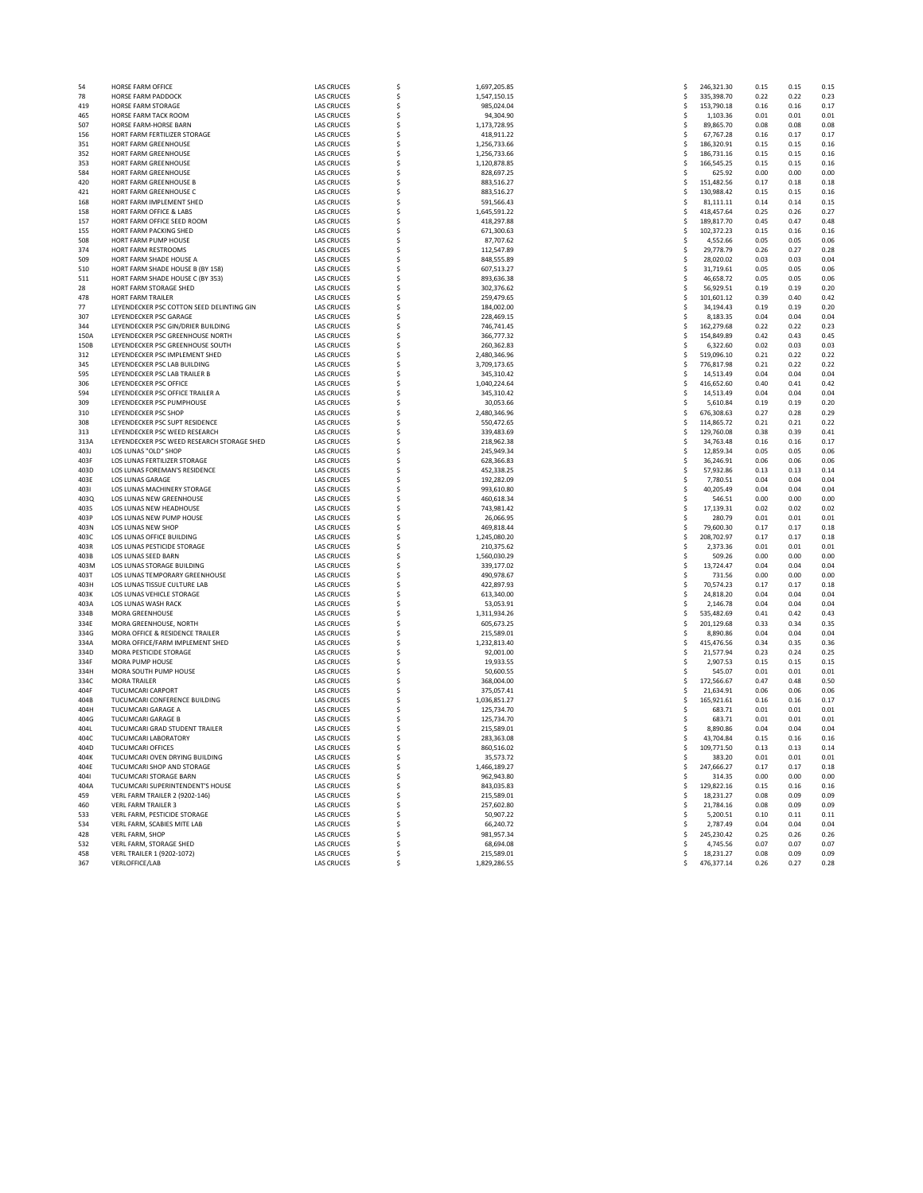| | | | | | | | | |
|---|---|---|---|---|---|---|---|---|
| 54 | HORSE FARM OFFICE | LAS CRUCES | $ | 1,697,205.85 | $ | 246,321.30 | 0.15 | 0.15 | 0.15 |
| 78 | HORSE FARM PADDOCK | LAS CRUCES | $ | 1,547,150.15 | $ | 335,398.70 | 0.22 | 0.22 | 0.23 |
| 419 | HORSE FARM STORAGE | LAS CRUCES | $ | 985,024.04 | $ | 153,790.18 | 0.16 | 0.16 | 0.17 |
| 465 | HORSE FARM TACK ROOM | LAS CRUCES | $ | 94,304.90 | $ | 1,103.36 | 0.01 | 0.01 | 0.01 |
| 507 | HORSE FARM-HORSE BARN | LAS CRUCES | $ | 1,173,728.95 | $ | 89,865.70 | 0.08 | 0.08 | 0.08 |
| 156 | HORT FARM FERTILIZER STORAGE | LAS CRUCES | $ | 418,911.22 | $ | 67,767.28 | 0.16 | 0.17 | 0.17 |
| 351 | HORT FARM GREENHOUSE | LAS CRUCES | $ | 1,256,733.66 | $ | 186,320.91 | 0.15 | 0.15 | 0.16 |
| 352 | HORT FARM GREENHOUSE | LAS CRUCES | $ | 1,256,733.66 | $ | 186,731.16 | 0.15 | 0.15 | 0.16 |
| 353 | HORT FARM GREENHOUSE | LAS CRUCES | $ | 1,120,878.85 | $ | 166,545.25 | 0.15 | 0.15 | 0.16 |
| 584 | HORT FARM GREENHOUSE | LAS CRUCES | $ | 828,697.25 | $ | 625.92 | 0.00 | 0.00 | 0.00 |
| 420 | HORT FARM GREENHOUSE B | LAS CRUCES | $ | 883,516.27 | $ | 151,482.56 | 0.17 | 0.18 | 0.18 |
| 421 | HORT FARM GREENHOUSE C | LAS CRUCES | $ | 883,516.27 | $ | 130,988.42 | 0.15 | 0.15 | 0.16 |
| 168 | HORT FARM IMPLEMENT SHED | LAS CRUCES | $ | 591,566.43 | $ | 81,111.11 | 0.14 | 0.14 | 0.15 |
| 158 | HORT FARM OFFICE & LABS | LAS CRUCES | $ | 1,645,591.22 | $ | 418,457.64 | 0.25 | 0.26 | 0.27 |
| 157 | HORT FARM OFFICE SEED ROOM | LAS CRUCES | $ | 418,297.88 | $ | 189,817.70 | 0.45 | 0.47 | 0.48 |
| 155 | HORT FARM PACKING SHED | LAS CRUCES | $ | 671,300.63 | $ | 102,372.23 | 0.15 | 0.16 | 0.16 |
| 508 | HORT FARM PUMP HOUSE | LAS CRUCES | $ | 87,707.62 | $ | 4,552.66 | 0.05 | 0.05 | 0.06 |
| 374 | HORT FARM RESTROOMS | LAS CRUCES | $ | 112,547.89 | $ | 29,778.79 | 0.26 | 0.27 | 0.28 |
| 509 | HORT FARM SHADE HOUSE A | LAS CRUCES | $ | 848,555.89 | $ | 28,020.02 | 0.03 | 0.03 | 0.04 |
| 510 | HORT FARM SHADE HOUSE B (BY 158) | LAS CRUCES | $ | 607,513.27 | $ | 31,719.61 | 0.05 | 0.05 | 0.06 |
| 511 | HORT FARM SHADE HOUSE C (BY 353) | LAS CRUCES | $ | 893,636.38 | $ | 46,658.72 | 0.05 | 0.05 | 0.06 |
| 28 | HORT FARM STORAGE SHED | LAS CRUCES | $ | 302,376.62 | $ | 56,929.51 | 0.19 | 0.19 | 0.20 |
| 478 | HORT FARM TRAILER | LAS CRUCES | $ | 259,479.65 | $ | 101,601.12 | 0.39 | 0.40 | 0.42 |
| 77 | LEYENDECKER PSC COTTON SEED DELINTING GIN | LAS CRUCES | $ | 184,002.00 | $ | 34,194.43 | 0.19 | 0.19 | 0.20 |
| 307 | LEYENDECKER PSC GARAGE | LAS CRUCES | $ | 228,469.15 | $ | 8,183.35 | 0.04 | 0.04 | 0.04 |
| 344 | LEYENDECKER PSC GIN/DRIER BUILDING | LAS CRUCES | $ | 746,741.45 | $ | 162,279.68 | 0.22 | 0.22 | 0.23 |
| 150A | LEYENDECKER PSC GREENHOUSE NORTH | LAS CRUCES | $ | 366,777.32 | $ | 154,849.89 | 0.42 | 0.43 | 0.45 |
| 150B | LEYENDECKER PSC GREENHOUSE SOUTH | LAS CRUCES | $ | 260,362.83 | $ | 6,322.60 | 0.02 | 0.03 | 0.03 |
| 312 | LEYENDECKER PSC IMPLEMENT SHED | LAS CRUCES | $ | 2,480,346.96 | $ | 519,096.10 | 0.21 | 0.22 | 0.22 |
| 345 | LEYENDECKER PSC LAB BUILDING | LAS CRUCES | $ | 3,709,173.65 | $ | 776,817.98 | 0.21 | 0.22 | 0.22 |
| 595 | LEYENDECKER PSC LAB TRAILER B | LAS CRUCES | $ | 345,310.42 | $ | 14,513.49 | 0.04 | 0.04 | 0.04 |
| 306 | LEYENDECKER PSC OFFICE | LAS CRUCES | $ | 1,040,224.64 | $ | 416,652.60 | 0.40 | 0.41 | 0.42 |
| 594 | LEYENDECKER PSC OFFICE TRAILER A | LAS CRUCES | $ | 345,310.42 | $ | 14,513.49 | 0.04 | 0.04 | 0.04 |
| 309 | LEYENDECKER PSC PUMPHOUSE | LAS CRUCES | $ | 30,053.66 | $ | 5,610.84 | 0.19 | 0.19 | 0.20 |
| 310 | LEYENDECKER PSC SHOP | LAS CRUCES | $ | 2,480,346.96 | $ | 676,308.63 | 0.27 | 0.28 | 0.29 |
| 308 | LEYENDECKER PSC SUPT RESIDENCE | LAS CRUCES | $ | 550,472.65 | $ | 114,865.72 | 0.21 | 0.21 | 0.22 |
| 313 | LEYENDECKER PSC WEED RESEARCH | LAS CRUCES | $ | 339,483.69 | $ | 129,760.08 | 0.38 | 0.39 | 0.41 |
| 313A | LEYENDECKER PSC WEED RESEARCH STORAGE SHED | LAS CRUCES | $ | 218,962.38 | $ | 34,763.48 | 0.16 | 0.16 | 0.17 |
| 403J | LOS LUNAS "OLD" SHOP | LAS CRUCES | $ | 245,949.34 | $ | 12,859.34 | 0.05 | 0.05 | 0.06 |
| 403F | LOS LUNAS FERTILIZER STORAGE | LAS CRUCES | $ | 628,366.83 | $ | 36,246.91 | 0.06 | 0.06 | 0.06 |
| 403D | LOS LUNAS FOREMAN'S RESIDENCE | LAS CRUCES | $ | 452,338.25 | $ | 57,932.86 | 0.13 | 0.13 | 0.14 |
| 403E | LOS LUNAS GARAGE | LAS CRUCES | $ | 192,282.09 | $ | 7,780.51 | 0.04 | 0.04 | 0.04 |
| 403I | LOS LUNAS MACHINERY STORAGE | LAS CRUCES | $ | 993,610.80 | $ | 40,205.49 | 0.04 | 0.04 | 0.04 |
| 403Q | LOS LUNAS NEW GREENHOUSE | LAS CRUCES | $ | 460,618.34 | $ | 546.51 | 0.00 | 0.00 | 0.00 |
| 403S | LOS LUNAS NEW HEADHOUSE | LAS CRUCES | $ | 743,981.42 | $ | 17,139.31 | 0.02 | 0.02 | 0.02 |
| 403P | LOS LUNAS NEW PUMP HOUSE | LAS CRUCES | $ | 26,066.95 | $ | 280.79 | 0.01 | 0.01 | 0.01 |
| 403N | LOS LUNAS NEW SHOP | LAS CRUCES | $ | 469,818.44 | $ | 79,600.30 | 0.17 | 0.17 | 0.18 |
| 403C | LOS LUNAS OFFICE BUILDING | LAS CRUCES | $ | 1,245,080.20 | $ | 208,702.97 | 0.17 | 0.17 | 0.18 |
| 403R | LOS LUNAS PESTICIDE STORAGE | LAS CRUCES | $ | 210,375.62 | $ | 2,373.36 | 0.01 | 0.01 | 0.01 |
| 403B | LOS LUNAS SEED BARN | LAS CRUCES | $ | 1,560,030.29 | $ | 509.26 | 0.00 | 0.00 | 0.00 |
| 403M | LOS LUNAS STORAGE BUILDING | LAS CRUCES | $ | 339,177.02 | $ | 13,724.47 | 0.04 | 0.04 | 0.04 |
| 403T | LOS LUNAS TEMPORARY GREENHOUSE | LAS CRUCES | $ | 490,978.67 | $ | 731.56 | 0.00 | 0.00 | 0.00 |
| 403H | LOS LUNAS TISSUE CULTURE LAB | LAS CRUCES | $ | 422,897.93 | $ | 70,574.23 | 0.17 | 0.17 | 0.18 |
| 403K | LOS LUNAS VEHICLE STORAGE | LAS CRUCES | $ | 613,340.00 | $ | 24,818.20 | 0.04 | 0.04 | 0.04 |
| 403A | LOS LUNAS WASH RACK | LAS CRUCES | $ | 53,053.91 | $ | 2,146.78 | 0.04 | 0.04 | 0.04 |
| 334B | MORA GREENHOUSE | LAS CRUCES | $ | 1,311,934.26 | $ | 535,482.69 | 0.41 | 0.42 | 0.43 |
| 334E | MORA GREENHOUSE, NORTH | LAS CRUCES | $ | 605,673.25 | $ | 201,129.68 | 0.33 | 0.34 | 0.35 |
| 334G | MORA OFFICE & RESIDENCE TRAILER | LAS CRUCES | $ | 215,589.01 | $ | 8,890.86 | 0.04 | 0.04 | 0.04 |
| 334A | MORA OFFICE/FARM IMPLEMENT SHED | LAS CRUCES | $ | 1,232,813.40 | $ | 415,476.56 | 0.34 | 0.35 | 0.36 |
| 334D | MORA PESTICIDE STORAGE | LAS CRUCES | $ | 92,001.00 | $ | 21,577.94 | 0.23 | 0.24 | 0.25 |
| 334F | MORA PUMP HOUSE | LAS CRUCES | $ | 19,933.55 | $ | 2,907.53 | 0.15 | 0.15 | 0.15 |
| 334H | MORA SOUTH PUMP HOUSE | LAS CRUCES | $ | 50,600.55 | $ | 545.07 | 0.01 | 0.01 | 0.01 |
| 334C | MORA TRAILER | LAS CRUCES | $ | 368,004.00 | $ | 172,566.67 | 0.47 | 0.48 | 0.50 |
| 404F | TUCUMCARI CARPORT | LAS CRUCES | $ | 375,057.41 | $ | 21,634.91 | 0.06 | 0.06 | 0.06 |
| 404B | TUCUMCARI CONFERENCE BUILDING | LAS CRUCES | $ | 1,036,851.27 | $ | 165,921.61 | 0.16 | 0.16 | 0.17 |
| 404H | TUCUMCARI GARAGE A | LAS CRUCES | $ | 125,734.70 | $ | 683.71 | 0.01 | 0.01 | 0.01 |
| 404G | TUCUMCARI GARAGE B | LAS CRUCES | $ | 125,734.70 | $ | 683.71 | 0.01 | 0.01 | 0.01 |
| 404L | TUCUMCARI GRAD STUDENT TRAILER | LAS CRUCES | $ | 215,589.01 | $ | 8,890.86 | 0.04 | 0.04 | 0.04 |
| 404C | TUCUMCARI LABORATORY | LAS CRUCES | $ | 283,363.08 | $ | 43,704.84 | 0.15 | 0.16 | 0.16 |
| 404D | TUCUMCARI OFFICES | LAS CRUCES | $ | 860,516.02 | $ | 109,771.50 | 0.13 | 0.13 | 0.14 |
| 404K | TUCUMCARI OVEN DRYING BUILDING | LAS CRUCES | $ | 35,573.72 | $ | 383.20 | 0.01 | 0.01 | 0.01 |
| 404E | TUCUMCARI SHOP AND STORAGE | LAS CRUCES | $ | 1,466,189.27 | $ | 247,666.27 | 0.17 | 0.17 | 0.18 |
| 404I | TUCUMCARI STORAGE BARN | LAS CRUCES | $ | 962,943.80 | $ | 314.35 | 0.00 | 0.00 | 0.00 |
| 404A | TUCUMCARI SUPERINTENDENT'S HOUSE | LAS CRUCES | $ | 843,035.83 | $ | 129,822.16 | 0.15 | 0.16 | 0.16 |
| 459 | VERL FARM TRAILER 2 (9202-146) | LAS CRUCES | $ | 215,589.01 | $ | 18,231.27 | 0.08 | 0.09 | 0.09 |
| 460 | VERL FARM TRAILER 3 | LAS CRUCES | $ | 257,602.80 | $ | 21,784.16 | 0.08 | 0.09 | 0.09 |
| 533 | VERL FARM, PESTICIDE STORAGE | LAS CRUCES | $ | 50,907.22 | $ | 5,200.51 | 0.10 | 0.11 | 0.11 |
| 534 | VERL FARM, SCABIES MITE LAB | LAS CRUCES | $ | 66,240.72 | $ | 2,787.49 | 0.04 | 0.04 | 0.04 |
| 428 | VERL FARM, SHOP | LAS CRUCES | $ | 981,957.34 | $ | 245,230.42 | 0.25 | 0.26 | 0.26 |
| 532 | VERL FARM, STORAGE SHED | LAS CRUCES | $ | 68,694.08 | $ | 4,745.56 | 0.07 | 0.07 | 0.07 |
| 458 | VERL TRAILER 1 (9202-1072) | LAS CRUCES | $ | 215,589.01 | $ | 18,231.27 | 0.08 | 0.09 | 0.09 |
| 367 | VERLOFFICE/LAB | LAS CRUCES | $ | 1,829,286.55 | $ | 476,377.14 | 0.26 | 0.27 | 0.28 |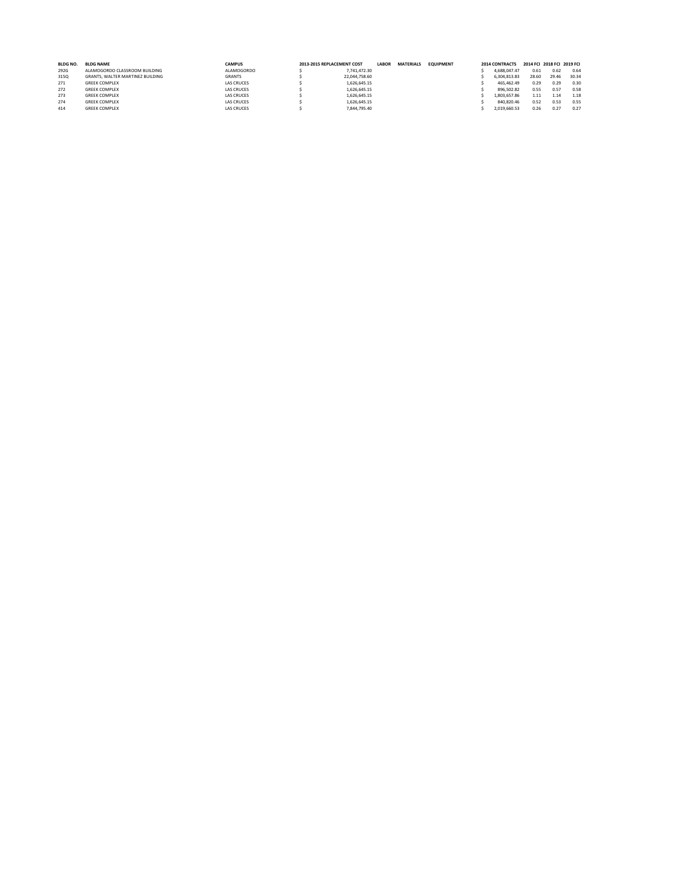| BLDG NO. | BLDG NAME | CAMPUS | 2013-2015 REPLACEMENT COST | LABOR | MATERIALS | EQUIPMENT | 2014 CONTRACTS | 2014 FCI | 2018 FCI | 2019 FCI |
|---|---|---|---|---|---|---|---|---|---|---|
| 292G | ALAMOGORDO CLASSROOM BUILDING | ALAMOGORDO | $ 7,741,472.30 | | | | $ 4,688,047.47 | 0.61 | 0.62 | 0.64 |
| 315Q | GRANTS, WALTER MARTINEZ BUILDING | GRANTS | $ 22,044,758.60 | | | | $ 6,304,813.83 | 28.60 | 29.46 | 30.34 |
| 271 | GREEK COMPLEX | LAS CRUCES | $ 1,626,645.15 | | | | $ 465,462.49 | 0.29 | 0.29 | 0.30 |
| 272 | GREEK COMPLEX | LAS CRUCES | $ 1,626,645.15 | | | | $ 896,502.82 | 0.55 | 0.57 | 0.58 |
| 273 | GREEK COMPLEX | LAS CRUCES | $ 1,626,645.15 | | | | $ 1,803,657.86 | 1.11 | 1.14 | 1.18 |
| 274 | GREEK COMPLEX | LAS CRUCES | $ 1,626,645.15 | | | | $ 840,820.46 | 0.52 | 0.53 | 0.55 |
| 414 | GREEK COMPLEX | LAS CRUCES | $ 7,844,795.40 | | | | $ 2,019,660.53 | 0.26 | 0.27 | 0.27 |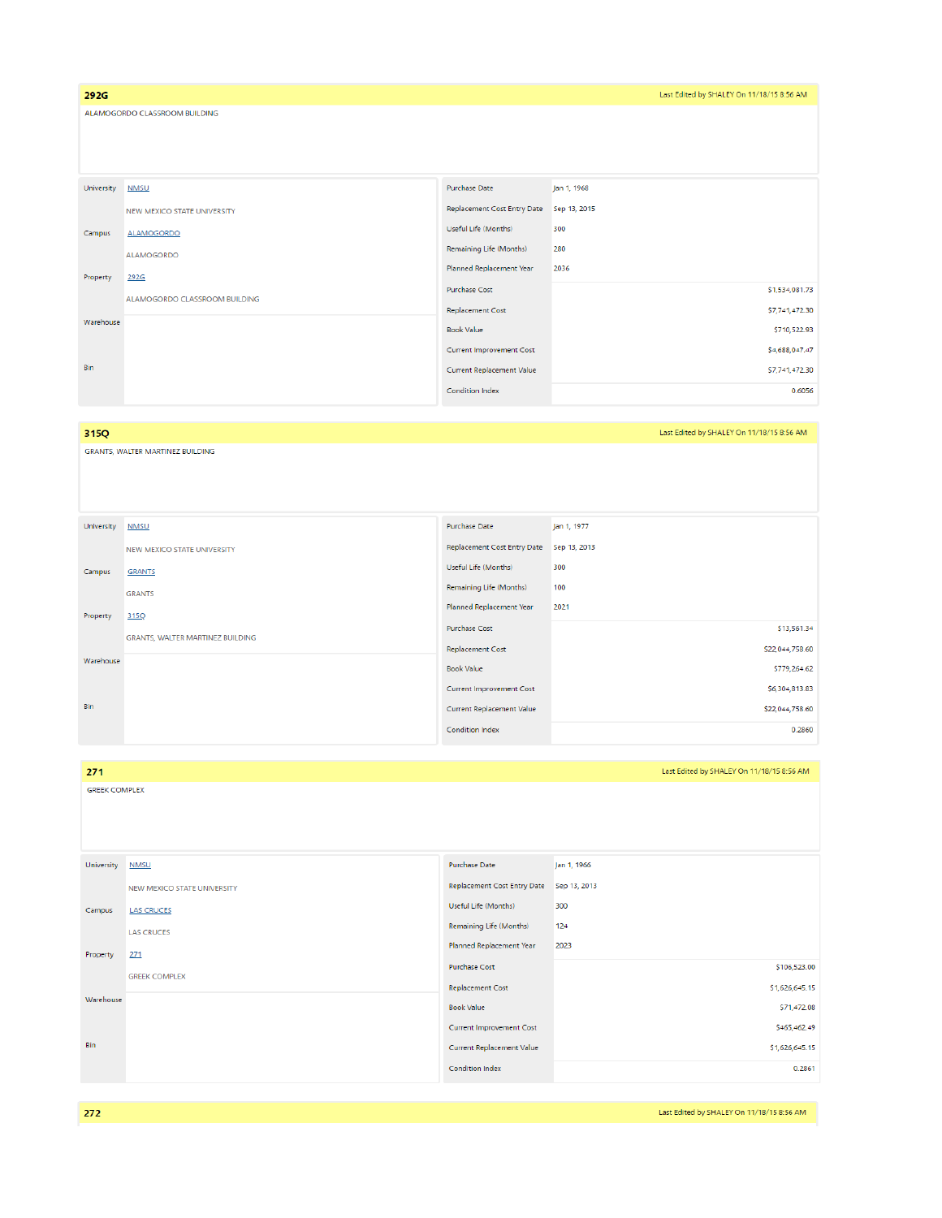## 292G

Last Edited by SHALEY On 11/18/15 8:56 AM

ALAMOGORDO CLASSROOM BUILDING

| | |
|---|---|
| University | NMSU |
| | NEW MEXICO STATE UNIVERSITY |
| Campus | ALAMOGORDO |
| | ALAMOGORDO |
| Property | 292G |
| | ALAMOGORDO CLASSROOM BUILDING |
| Warehouse | |
| Bin | |

| | |
|---|---|
| Purchase Date | Jan 1, 1968 |
| Replacement Cost Entry Date | Sep 13, 2015 |
| Useful Life (Months) | 300 |
| Remaining Life (Months) | 280 |
| Planned Replacement Year | 2036 |
| Purchase Cost | $1,534,081.73 |
| Replacement Cost | $7,741,472.30 |
| Book Value | $710,522.93 |
| Current Improvement Cost | $4,688,047.47 |
| Current Replacement Value | $7,741,472.30 |
| Condition Index | 0.6056 |

## 315Q

Last Edited by SHALEY On 11/18/15 8:56 AM

GRANTS, WALTER MARTINEZ BUILDING

| | |
|---|---|
| University | NMSU |
| | NEW MEXICO STATE UNIVERSITY |
| Campus | GRANTS |
| | GRANTS |
| Property | 315Q |
| | GRANTS, WALTER MARTINEZ BUILDING |
| Warehouse | |
| Bin | |

| | |
|---|---|
| Purchase Date | Jan 1, 1977 |
| Replacement Cost Entry Date | Sep 13, 2013 |
| Useful Life (Months) | 300 |
| Remaining Life (Months) | 100 |
| Planned Replacement Year | 2021 |
| Purchase Cost | $13,561.34 |
| Replacement Cost | $22,044,758.60 |
| Book Value | $779,264.62 |
| Current Improvement Cost | $6,304,813.83 |
| Current Replacement Value | $22,044,758.60 |
| Condition Index | 0.2860 |

## 271

Last Edited by SHALEY On 11/18/15 8:56 AM

GREEK COMPLEX

| | |
|---|---|
| University | NMSU |
| | NEW MEXICO STATE UNIVERSITY |
| Campus | LAS CRUCES |
| | LAS CRUCES |
| Property | 271 |
| | GREEK COMPLEX |
| Warehouse | |
| Bin | |

| | |
|---|---|
| Purchase Date | Jan 1, 1966 |
| Replacement Cost Entry Date | Sep 13, 2013 |
| Useful Life (Months) | 300 |
| Remaining Life (Months) | 124 |
| Planned Replacement Year | 2023 |
| Purchase Cost | $106,523.00 |
| Replacement Cost | $1,626,645.15 |
| Book Value | $71,472.08 |
| Current Improvement Cost | $465,462.49 |
| Current Replacement Value | $1,626,645.15 |
| Condition Index | 0.2861 |

## 272

Last Edited by SHALEY On 11/18/15 8:56 AM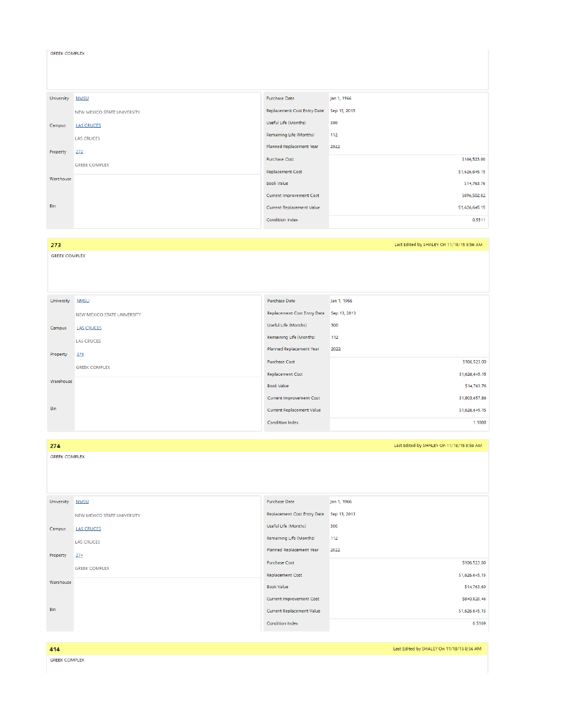GREEK COMPLEX

| | | | |
|---|---|---|---|
| University | NMSU | Purchase Date | Jan 1, 1966 |
| | NEW MEXICO STATE UNIVERSITY | Replacement Cost Entry Date | Sep 13, 2013 |
| Campus | LAS CRUCES | Useful Life (Months) | 300 |
| | LAS CRUCES | Remaining Life (Months) | 112 |
| Property | 272 | Planned Replacement Year | 2022 |
| | GREEK COMPLEX | Purchase Cost | $106,523.00 |
| Warehouse | | Replacement Cost | $1,626,645.15 |
| | | Book Value | $14,763.76 |
| | | Current Improvement Cost | $896,502.82 |
| Bin | | Current Replacement Value | $1,626,645.15 |
| | | Condition Index | 0.5511 |

## 273

Last Edited by SHALEY On 11/18/15 8:56 AM

GREEK COMPLEX

| | | | |
|---|---|---|---|
| University | NMSU | Purchase Date | Jan 1, 1966 |
| | NEW MEXICO STATE UNIVERSITY | Replacement Cost Entry Date | Sep 13, 2013 |
| Campus | LAS CRUCES | Useful Life (Months) | 300 |
| | LAS CRUCES | Remaining Life (Months) | 112 |
| Property | 273 | Planned Replacement Year | 2022 |
| | GREEK COMPLEX | Purchase Cost | $106,523.00 |
| Warehouse | | Replacement Cost | $1,626,645.15 |
| | | Book Value | $14,763.76 |
| | | Current Improvement Cost | $1,803,657.86 |
| Bin | | Current Replacement Value | $1,626,645.15 |
| | | Condition Index | 1.1088 |

## 274

Last Edited by SHALEY On 11/18/15 8:56 AM

GREEK COMPLEX

| | | | |
|---|---|---|---|
| University | NMSU | Purchase Date | Jan 1, 1966 |
| | NEW MEXICO STATE UNIVERSITY | Replacement Cost Entry Date | Sep 13, 2013 |
| Campus | LAS CRUCES | Useful Life (Months) | 300 |
| | LAS CRUCES | Remaining Life (Months) | 112 |
| Property | 274 | Planned Replacement Year | 2022 |
| | GREEK COMPLEX | Purchase Cost | $106,523.00 |
| Warehouse | | Replacement Cost | $1,626,645.15 |
| | | Book Value | $14,763.60 |
| | | Current Improvement Cost | $840,820.46 |
| Bin | | Current Replacement Value | $1,626,645.15 |
| | | Condition Index | 0.5169 |

## 414

Last Edited by SHALEY On 11/18/15 8:56 AM

GREEK COMPLEX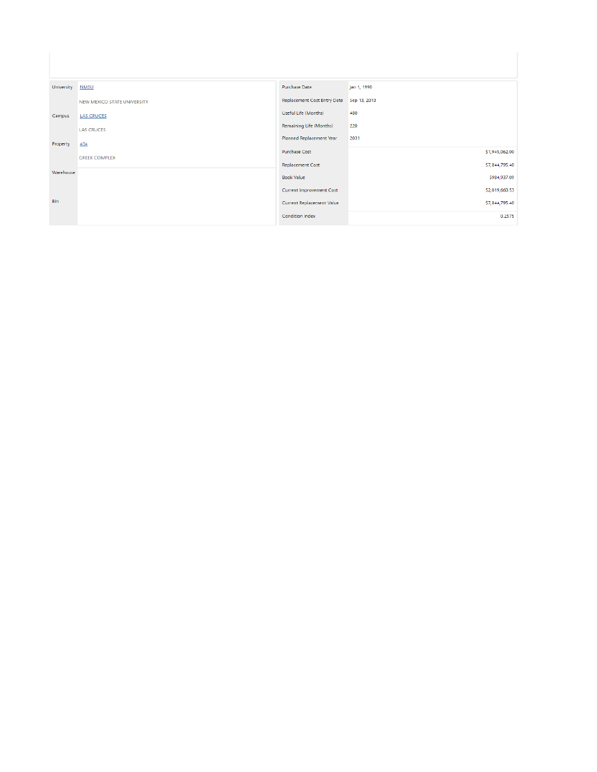| | |
|---|---|
| University | NMSU |
| | NEW MEXICO STATE UNIVERSITY |
| Campus | LAS CRUCES |
| | LAS CRUCES |
| Property | 414 |
| | GREEK COMPLEX |
| Warehouse | |
| Bin | |

| | |
|---|---|
| Purchase Date | Jan 1, 1990 |
| Replacement Cost Entry Date | Sep 13, 2013 |
| Useful Life (Months) | 480 |
| Remaining Life (Months) | 220 |
| Planned Replacement Year | 2031 |
| Purchase Cost | $1,945,062.00 |
| Replacement Cost | $7,844,795.40 |
| Book Value | $984,937.09 |
| Current Improvement Cost | $2,019,660.53 |
| Current Replacement Value | $7,844,795.40 |
| Condition Index | 0.2575 |